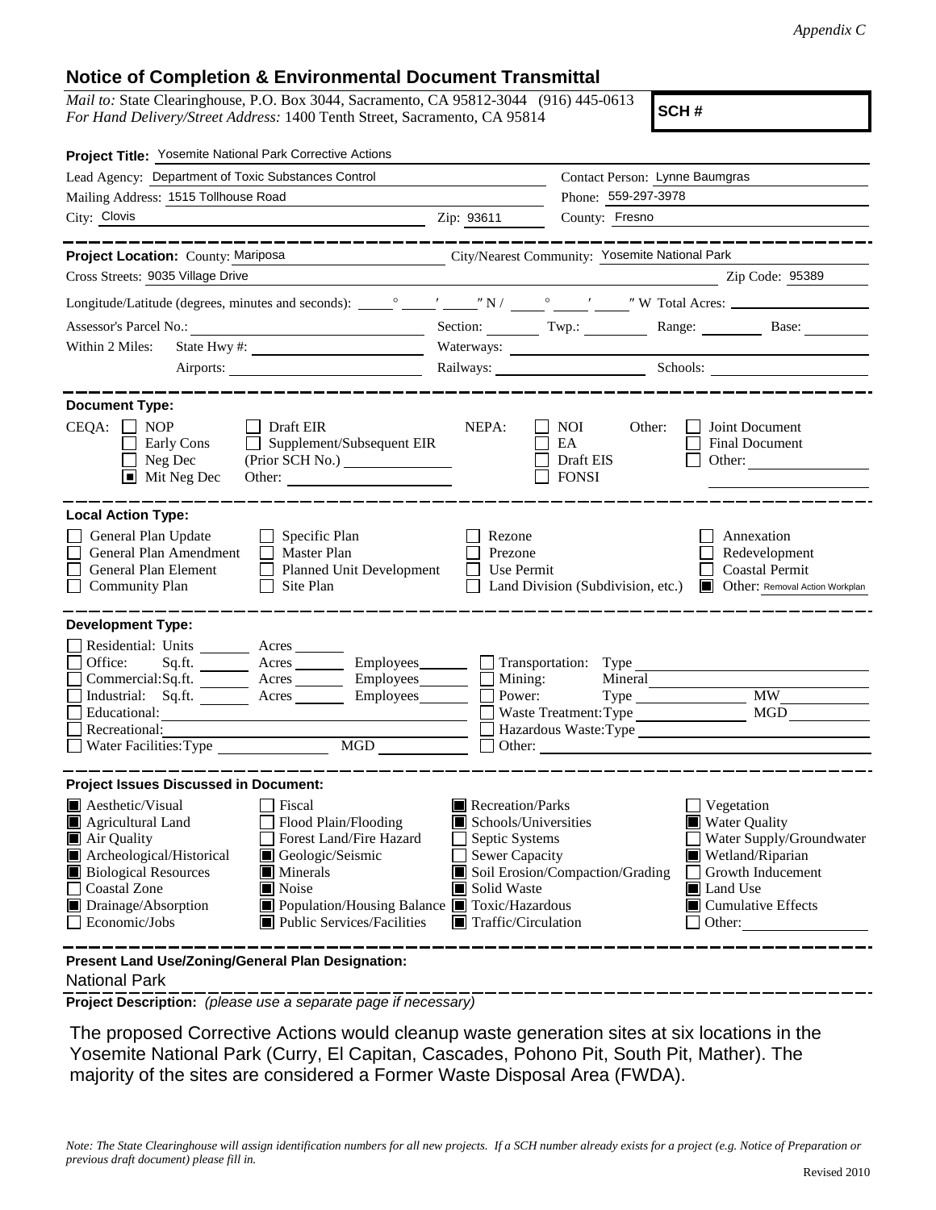*Appendix C*

## Notice of Completion & Environmental Document Transmittal

*Mail to:* State Clearinghouse, P.O. Box 3044, Sacramento, CA 95812-3044 (916) 445-0613
*For Hand Delivery/Street Address:* 1400 Tenth Street, Sacramento, CA 95814

**SCH #**

**Project Title:** Yosemite National Park Corrective Actions

Lead Agency: Department of Toxic Substances Control
Contact Person: Lynne Baumgras
Mailing Address: 1515 Tollhouse Road
Phone: 559-297-3978
City: Clovis
Zip: 93611
County: Fresno

---

**Project Location:** County: Mariposa
City/Nearest Community: Yosemite National Park
Cross Streets: 9035 Village Drive
Zip Code: 95389

Longitude/Latitude (degrees, minutes and seconds): ____° ____′ ____″ N / ____° ____′ ____″ W Total Acres: ________

Assessor's Parcel No.: ________ Section: ____ Twp.: ____ Range: ____ Base: ____

Within 2 Miles: State Hwy #: ________ Waterways: ________
Airports: ________ Railways: ________ Schools: ________

---

**Document Type:**

CEQA:
- ☐ NOP
- ☐ Early Cons
- ☐ Neg Dec
- ☒ Mit Neg Dec
- ☐ Draft EIR
- ☐ Supplement/Subsequent EIR (Prior SCH No.) ________
- Other: ________

NEPA:
- ☐ NOI
- ☐ EA
- ☐ Draft EIS
- ☐ FONSI

Other:
- ☐ Joint Document
- ☐ Final Document
- ☐ Other: ________

---

**Local Action Type:**

- ☐ General Plan Update
- ☐ General Plan Amendment
- ☐ General Plan Element
- ☐ Community Plan
- ☐ Specific Plan
- ☐ Master Plan
- ☐ Planned Unit Development
- ☐ Site Plan
- ☐ Rezone
- ☐ Prezone
- ☐ Use Permit
- ☐ Land Division (Subdivision, etc.)
- ☐ Annexation
- ☐ Redevelopment
- ☐ Coastal Permit
- ☒ Other: Removal Action Workplan

---

**Development Type:**

- ☐ Residential: Units ____ Acres ____
- ☐ Office: Sq.ft. ____ Acres ____ Employees ____
- ☐ Commercial: Sq.ft. ____ Acres ____ Employees ____
- ☐ Industrial: Sq.ft. ____ Acres ____ Employees ____
- ☐ Educational: ________
- ☐ Recreational: ________
- ☐ Water Facilities: Type ____ MGD ____
- ☐ Transportation: Type ________
- ☐ Mining: Mineral ________
- ☐ Power: Type ____ MW ____
- ☐ Waste Treatment: Type ____ MGD ____
- ☐ Hazardous Waste: Type ________
- ☐ Other: ________

---

**Project Issues Discussed in Document:**

- ☒ Aesthetic/Visual
- ☒ Agricultural Land
- ☒ Air Quality
- ☒ Archeological/Historical
- ☒ Biological Resources
- ☐ Coastal Zone
- ☒ Drainage/Absorption
- ☐ Economic/Jobs
- ☐ Fiscal
- ☐ Flood Plain/Flooding
- ☐ Forest Land/Fire Hazard
- ☒ Geologic/Seismic
- ☒ Minerals
- ☒ Noise
- ☒ Population/Housing Balance
- ☒ Public Services/Facilities
- ☒ Recreation/Parks
- ☒ Schools/Universities
- ☐ Septic Systems
- ☐ Sewer Capacity
- ☒ Soil Erosion/Compaction/Grading
- ☒ Solid Waste
- ☒ Toxic/Hazardous
- ☒ Traffic/Circulation
- ☐ Vegetation
- ☒ Water Quality
- ☐ Water Supply/Groundwater
- ☒ Wetland/Riparian
- ☐ Growth Inducement
- ☒ Land Use
- ☒ Cumulative Effects
- ☐ Other: ________

---

**Present Land Use/Zoning/General Plan Designation:**

National Park

**Project Description:** *(please use a separate page if necessary)*

The proposed Corrective Actions would cleanup waste generation sites at six locations in the Yosemite National Park (Curry, El Capitan, Cascades, Pohono Pit, South Pit, Mather). The majority of the sites are considered a Former Waste Disposal Area (FWDA).

*Note: The State Clearinghouse will assign identification numbers for all new projects. If a SCH number already exists for a project (e.g. Notice of Preparation or previous draft document) please fill in.*

Revised 2010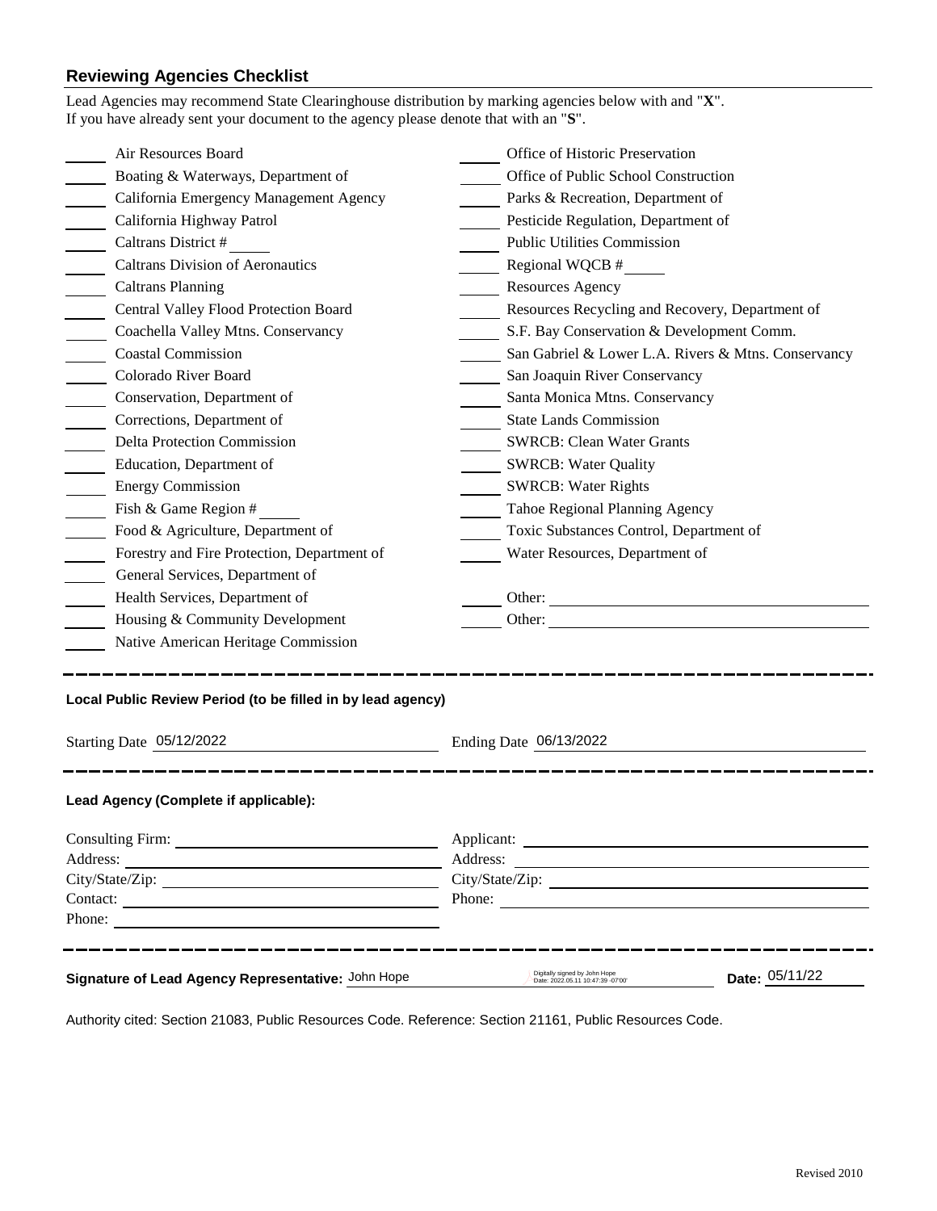## Reviewing Agencies Checklist

Lead Agencies may recommend State Clearinghouse distribution by marking agencies below with and "**X**".
If you have already sent your document to the agency please denote that with an "**S**".

_____ Air Resources Board
_____ Boating & Waterways, Department of
_____ California Emergency Management Agency
_____ California Highway Patrol
_____ Caltrans District # _____
_____ Caltrans Division of Aeronautics
_____ Caltrans Planning
_____ Central Valley Flood Protection Board
_____ Coachella Valley Mtns. Conservancy
_____ Coastal Commission
_____ Colorado River Board
_____ Conservation, Department of
_____ Corrections, Department of
_____ Delta Protection Commission
_____ Education, Department of
_____ Energy Commission
_____ Fish & Game Region # _____
_____ Food & Agriculture, Department of
_____ Forestry and Fire Protection, Department of
_____ General Services, Department of
_____ Health Services, Department of
_____ Housing & Community Development
_____ Native American Heritage Commission
_____ Office of Historic Preservation
_____ Office of Public School Construction
_____ Parks & Recreation, Department of
_____ Pesticide Regulation, Department of
_____ Public Utilities Commission
_____ Regional WQCB # _____
_____ Resources Agency
_____ Resources Recycling and Recovery, Department of
_____ S.F. Bay Conservation & Development Comm.
_____ San Gabriel & Lower L.A. Rivers & Mtns. Conservancy
_____ San Joaquin River Conservancy
_____ Santa Monica Mtns. Conservancy
_____ State Lands Commission
_____ SWRCB: Clean Water Grants
_____ SWRCB: Water Quality
_____ SWRCB: Water Rights
_____ Tahoe Regional Planning Agency
_____ Toxic Substances Control, Department of
_____ Water Resources, Department of
_____ Other: _____
_____ Other: _____

---

**Local Public Review Period (to be filled in by lead agency)**

Starting Date 05/12/2022

Ending Date 06/13/2022

---

**Lead Agency (Complete if applicable):**

Consulting Firm:
Address:
City/State/Zip:
Contact:
Phone:

Applicant:
Address:
City/State/Zip:
Phone:

---

**Signature of Lead Agency Representative:** John Hope Digitally signed by John Hope Date: 2022.05.11 10:47:39 -07'00' **Date:** 05/11/22

Authority cited: Section 21083, Public Resources Code. Reference: Section 21161, Public Resources Code.

Revised 2010